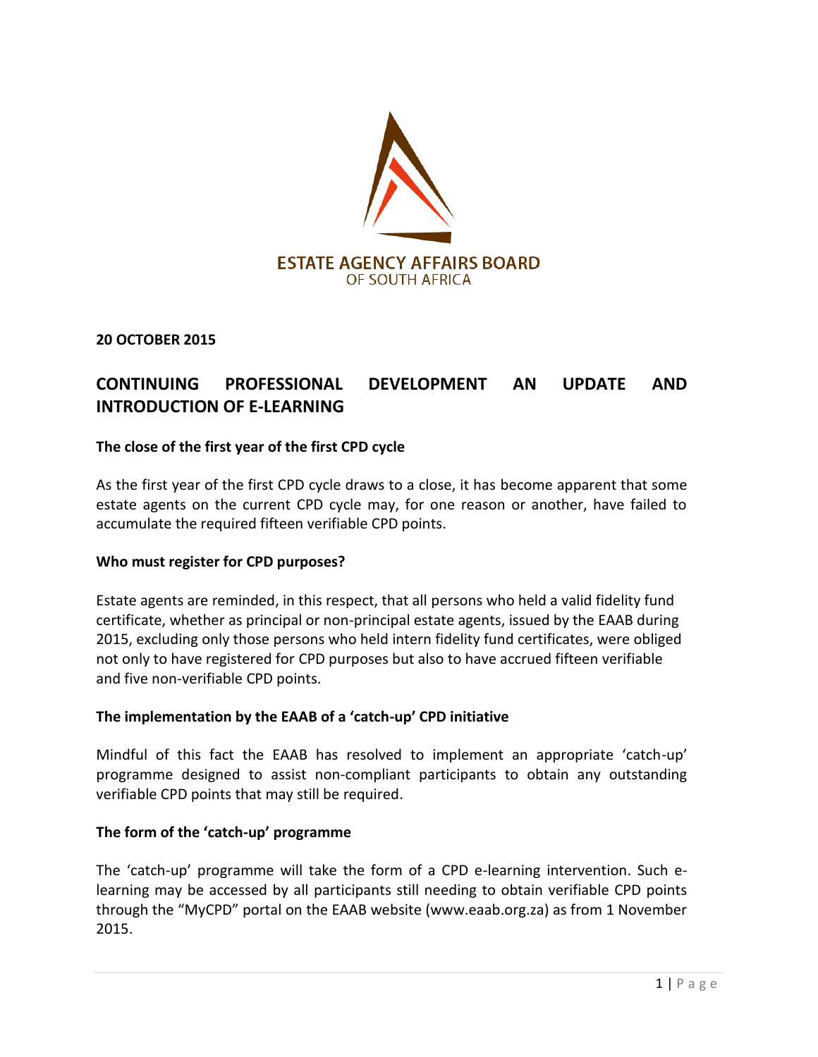ESTATE AGENCY AFFAIRS BOARD
OF SOUTH AFRICA

**20 OCTOBER 2015**

# CONTINUING PROFESSIONAL DEVELOPMENT AN UPDATE AND INTRODUCTION OF E-LEARNING

### The close of the first year of the first CPD cycle

As the first year of the first CPD cycle draws to a close, it has become apparent that some estate agents on the current CPD cycle may, for one reason or another, have failed to accumulate the required fifteen verifiable CPD points.

### Who must register for CPD purposes?

Estate agents are reminded, in this respect, that all persons who held a valid fidelity fund certificate, whether as principal or non-principal estate agents, issued by the EAAB during 2015, excluding only those persons who held intern fidelity fund certificates, were obliged not only to have registered for CPD purposes but also to have accrued fifteen verifiable and five non-verifiable CPD points.

### The implementation by the EAAB of a 'catch-up' CPD initiative

Mindful of this fact the EAAB has resolved to implement an appropriate 'catch-up' programme designed to assist non-compliant participants to obtain any outstanding verifiable CPD points that may still be required.

### The form of the 'catch-up' programme

The 'catch-up' programme will take the form of a CPD e-learning intervention. Such e-learning may be accessed by all participants still needing to obtain verifiable CPD points through the "MyCPD" portal on the EAAB website (www.eaab.org.za) as from 1 November 2015.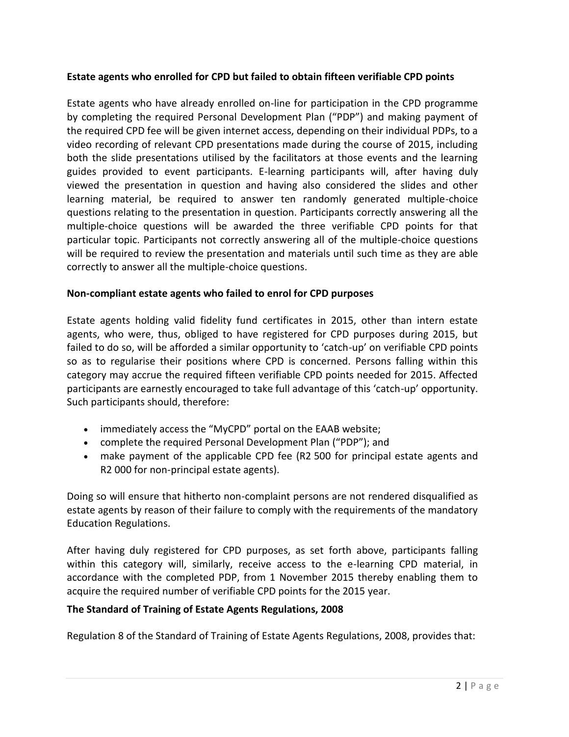**Estate agents who enrolled for CPD but failed to obtain fifteen verifiable CPD points**

Estate agents who have already enrolled on-line for participation in the CPD programme by completing the required Personal Development Plan ("PDP") and making payment of the required CPD fee will be given internet access, depending on their individual PDPs, to a video recording of relevant CPD presentations made during the course of 2015, including both the slide presentations utilised by the facilitators at those events and the learning guides provided to event participants. E-learning participants will, after having duly viewed the presentation in question and having also considered the slides and other learning material, be required to answer ten randomly generated multiple-choice questions relating to the presentation in question. Participants correctly answering all the multiple-choice questions will be awarded the three verifiable CPD points for that particular topic. Participants not correctly answering all of the multiple-choice questions will be required to review the presentation and materials until such time as they are able correctly to answer all the multiple-choice questions.

**Non-compliant estate agents who failed to enrol for CPD purposes**

Estate agents holding valid fidelity fund certificates in 2015, other than intern estate agents, who were, thus, obliged to have registered for CPD purposes during 2015, but failed to do so, will be afforded a similar opportunity to 'catch-up' on verifiable CPD points so as to regularise their positions where CPD is concerned. Persons falling within this category may accrue the required fifteen verifiable CPD points needed for 2015. Affected participants are earnestly encouraged to take full advantage of this 'catch-up' opportunity. Such participants should, therefore:

- immediately access the "MyCPD" portal on the EAAB website;
- complete the required Personal Development Plan ("PDP"); and
- make payment of the applicable CPD fee (R2 500 for principal estate agents and R2 000 for non-principal estate agents).

Doing so will ensure that hitherto non-complaint persons are not rendered disqualified as estate agents by reason of their failure to comply with the requirements of the mandatory Education Regulations.

After having duly registered for CPD purposes, as set forth above, participants falling within this category will, similarly, receive access to the e-learning CPD material, in accordance with the completed PDP, from 1 November 2015 thereby enabling them to acquire the required number of verifiable CPD points for the 2015 year.

**The Standard of Training of Estate Agents Regulations, 2008**

Regulation 8 of the Standard of Training of Estate Agents Regulations, 2008, provides that: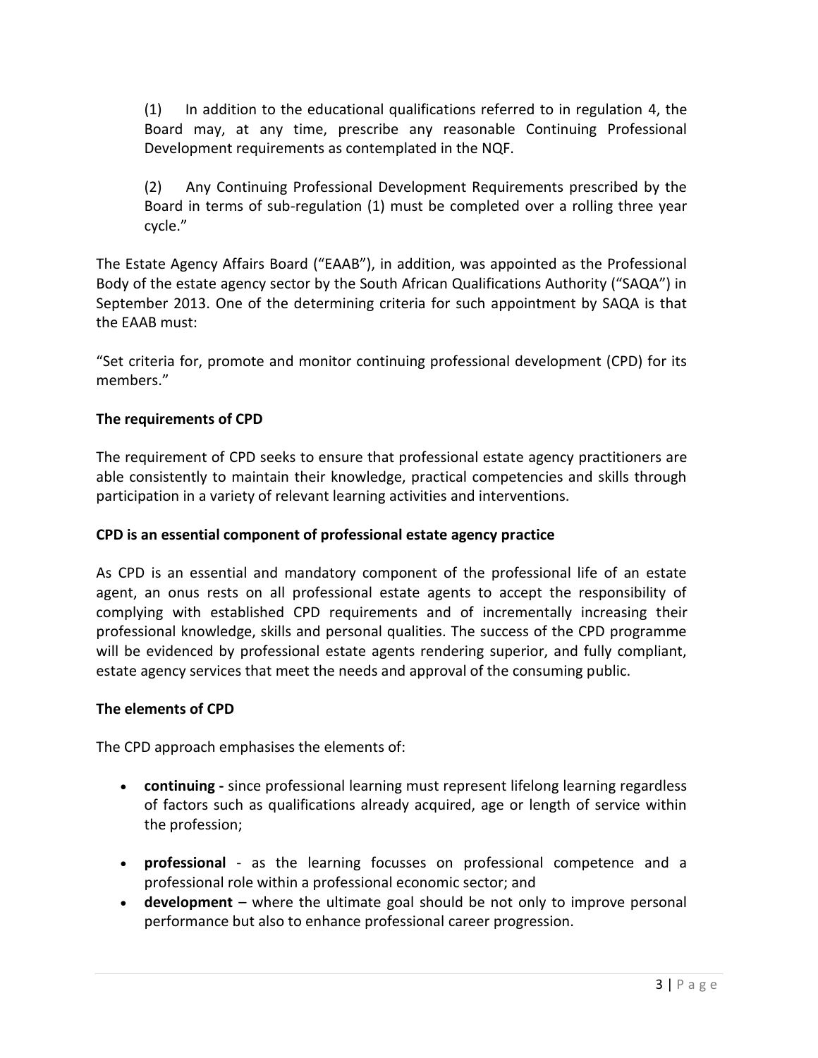(1) In addition to the educational qualifications referred to in regulation 4, the Board may, at any time, prescribe any reasonable Continuing Professional Development requirements as contemplated in the NQF.

(2) Any Continuing Professional Development Requirements prescribed by the Board in terms of sub-regulation (1) must be completed over a rolling three year cycle."

The Estate Agency Affairs Board ("EAAB"), in addition, was appointed as the Professional Body of the estate agency sector by the South African Qualifications Authority ("SAQA") in September 2013. One of the determining criteria for such appointment by SAQA is that the EAAB must:

"Set criteria for, promote and monitor continuing professional development (CPD) for its members."

**The requirements of CPD**

The requirement of CPD seeks to ensure that professional estate agency practitioners are able consistently to maintain their knowledge, practical competencies and skills through participation in a variety of relevant learning activities and interventions.

**CPD is an essential component of professional estate agency practice**

As CPD is an essential and mandatory component of the professional life of an estate agent, an onus rests on all professional estate agents to accept the responsibility of complying with established CPD requirements and of incrementally increasing their professional knowledge, skills and personal qualities. The success of the CPD programme will be evidenced by professional estate agents rendering superior, and fully compliant, estate agency services that meet the needs and approval of the consuming public.

**The elements of CPD**

The CPD approach emphasises the elements of:

- **continuing -** since professional learning must represent lifelong learning regardless of factors such as qualifications already acquired, age or length of service within the profession;
- **professional** - as the learning focusses on professional competence and a professional role within a professional economic sector; and
- **development** – where the ultimate goal should be not only to improve personal performance but also to enhance professional career progression.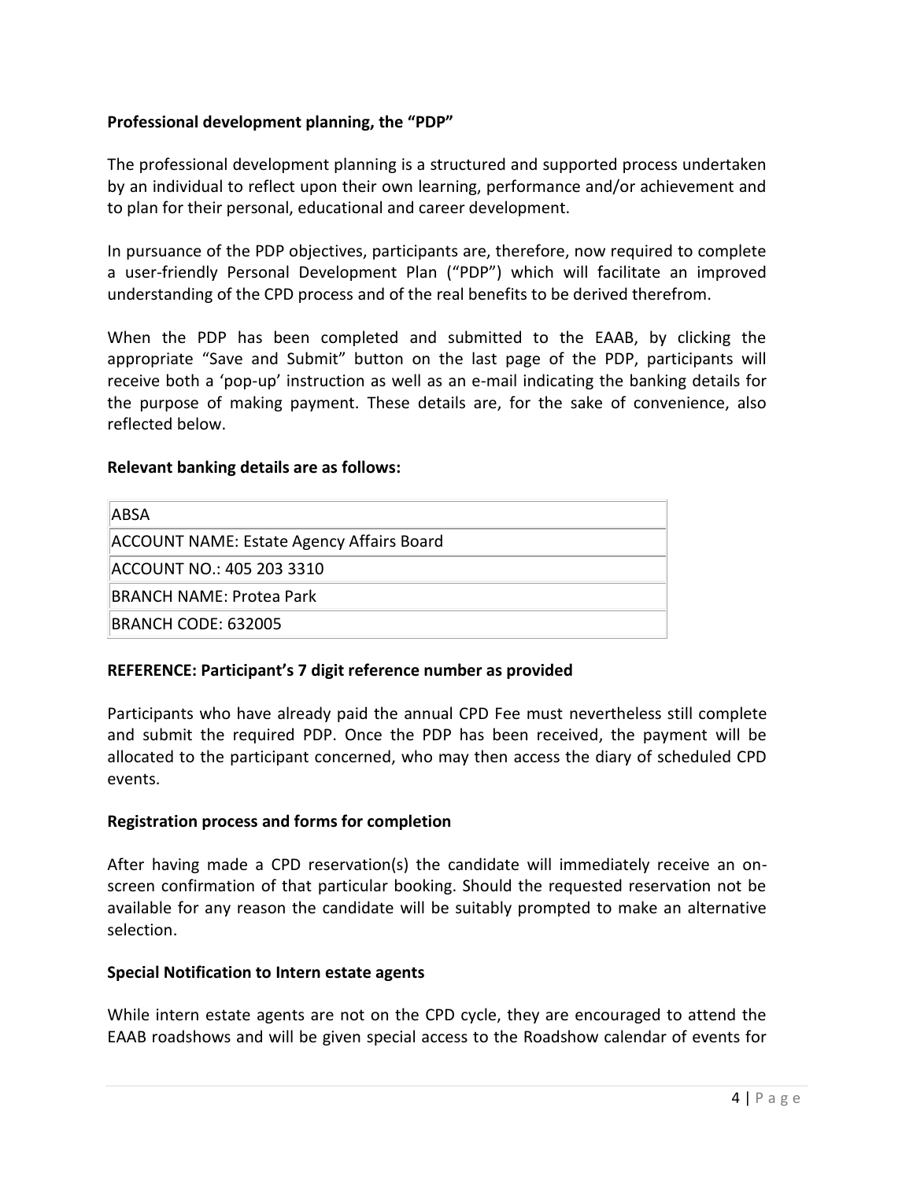**Professional development planning, the "PDP"**

The professional development planning is a structured and supported process undertaken by an individual to reflect upon their own learning, performance and/or achievement and to plan for their personal, educational and career development.

In pursuance of the PDP objectives, participants are, therefore, now required to complete a user-friendly Personal Development Plan ("PDP") which will facilitate an improved understanding of the CPD process and of the real benefits to be derived therefrom.

When the PDP has been completed and submitted to the EAAB, by clicking the appropriate "Save and Submit" button on the last page of the PDP, participants will receive both a 'pop-up' instruction as well as an e-mail indicating the banking details for the purpose of making payment. These details are, for the sake of convenience, also reflected below.

**Relevant banking details are as follows:**

| ABSA |
|---|
| ACCOUNT NAME: Estate Agency Affairs Board |
| ACCOUNT NO.: 405 203 3310 |
| BRANCH NAME: Protea Park |
| BRANCH CODE: 632005 |

**REFERENCE: Participant's 7 digit reference number as provided**

Participants who have already paid the annual CPD Fee must nevertheless still complete and submit the required PDP. Once the PDP has been received, the payment will be allocated to the participant concerned, who may then access the diary of scheduled CPD events.

**Registration process and forms for completion**

After having made a CPD reservation(s) the candidate will immediately receive an on-screen confirmation of that particular booking. Should the requested reservation not be available for any reason the candidate will be suitably prompted to make an alternative selection.

**Special Notification to Intern estate agents**

While intern estate agents are not on the CPD cycle, they are encouraged to attend the EAAB roadshows and will be given special access to the Roadshow calendar of events for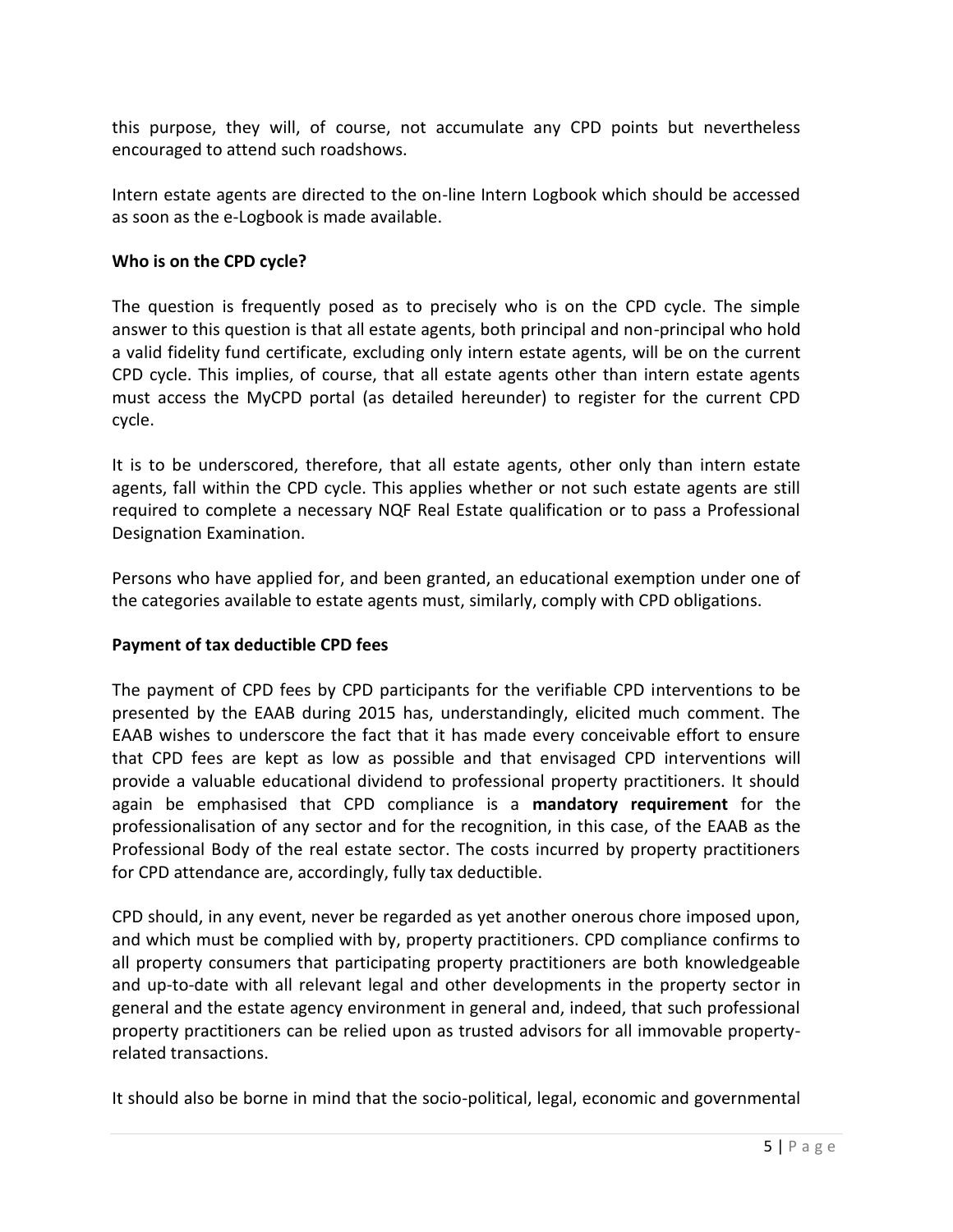this purpose, they will, of course, not accumulate any CPD points but nevertheless encouraged to attend such roadshows.

Intern estate agents are directed to the on-line Intern Logbook which should be accessed as soon as the e-Logbook is made available.

**Who is on the CPD cycle?**

The question is frequently posed as to precisely who is on the CPD cycle. The simple answer to this question is that all estate agents, both principal and non-principal who hold a valid fidelity fund certificate, excluding only intern estate agents, will be on the current CPD cycle. This implies, of course, that all estate agents other than intern estate agents must access the MyCPD portal (as detailed hereunder) to register for the current CPD cycle.

It is to be underscored, therefore, that all estate agents, other only than intern estate agents, fall within the CPD cycle. This applies whether or not such estate agents are still required to complete a necessary NQF Real Estate qualification or to pass a Professional Designation Examination.

Persons who have applied for, and been granted, an educational exemption under one of the categories available to estate agents must, similarly, comply with CPD obligations.

**Payment of tax deductible CPD fees**

The payment of CPD fees by CPD participants for the verifiable CPD interventions to be presented by the EAAB during 2015 has, understandingly, elicited much comment. The EAAB wishes to underscore the fact that it has made every conceivable effort to ensure that CPD fees are kept as low as possible and that envisaged CPD interventions will provide a valuable educational dividend to professional property practitioners. It should again be emphasised that CPD compliance is a **mandatory requirement** for the professionalisation of any sector and for the recognition, in this case, of the EAAB as the Professional Body of the real estate sector. The costs incurred by property practitioners for CPD attendance are, accordingly, fully tax deductible.

CPD should, in any event, never be regarded as yet another onerous chore imposed upon, and which must be complied with by, property practitioners. CPD compliance confirms to all property consumers that participating property practitioners are both knowledgeable and up-to-date with all relevant legal and other developments in the property sector in general and the estate agency environment in general and, indeed, that such professional property practitioners can be relied upon as trusted advisors for all immovable property-related transactions.

It should also be borne in mind that the socio-political, legal, economic and governmental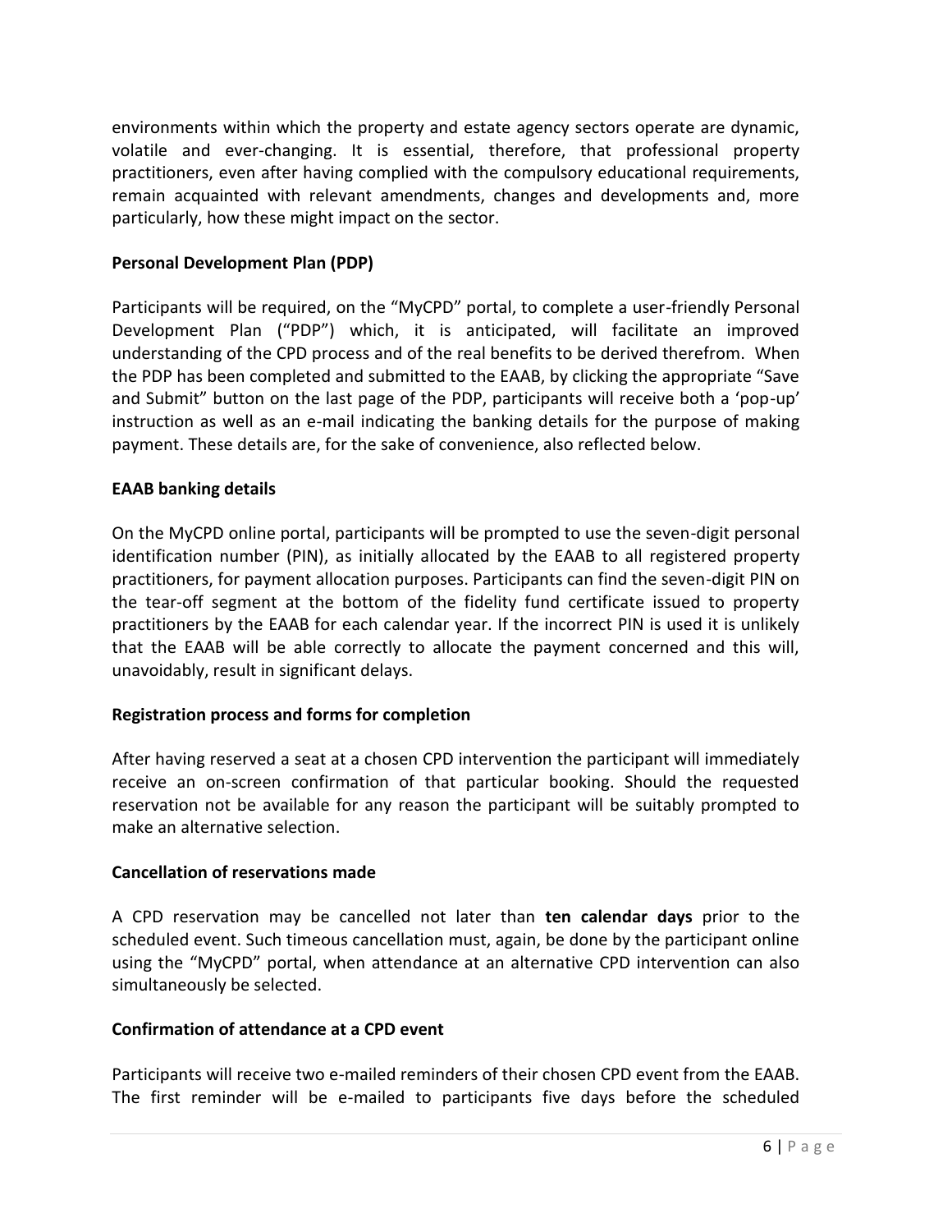environments within which the property and estate agency sectors operate are dynamic, volatile and ever-changing. It is essential, therefore, that professional property practitioners, even after having complied with the compulsory educational requirements, remain acquainted with relevant amendments, changes and developments and, more particularly, how these might impact on the sector.

**Personal Development Plan (PDP)**

Participants will be required, on the "MyCPD" portal, to complete a user-friendly Personal Development Plan ("PDP") which, it is anticipated, will facilitate an improved understanding of the CPD process and of the real benefits to be derived therefrom. When the PDP has been completed and submitted to the EAAB, by clicking the appropriate "Save and Submit" button on the last page of the PDP, participants will receive both a 'pop-up' instruction as well as an e-mail indicating the banking details for the purpose of making payment. These details are, for the sake of convenience, also reflected below.

**EAAB banking details**

On the MyCPD online portal, participants will be prompted to use the seven-digit personal identification number (PIN), as initially allocated by the EAAB to all registered property practitioners, for payment allocation purposes. Participants can find the seven-digit PIN on the tear-off segment at the bottom of the fidelity fund certificate issued to property practitioners by the EAAB for each calendar year. If the incorrect PIN is used it is unlikely that the EAAB will be able correctly to allocate the payment concerned and this will, unavoidably, result in significant delays.

**Registration process and forms for completion**

After having reserved a seat at a chosen CPD intervention the participant will immediately receive an on-screen confirmation of that particular booking. Should the requested reservation not be available for any reason the participant will be suitably prompted to make an alternative selection.

**Cancellation of reservations made**

A CPD reservation may be cancelled not later than **ten calendar days** prior to the scheduled event. Such timeous cancellation must, again, be done by the participant online using the "MyCPD" portal, when attendance at an alternative CPD intervention can also simultaneously be selected.

**Confirmation of attendance at a CPD event**

Participants will receive two e-mailed reminders of their chosen CPD event from the EAAB. The first reminder will be e-mailed to participants five days before the scheduled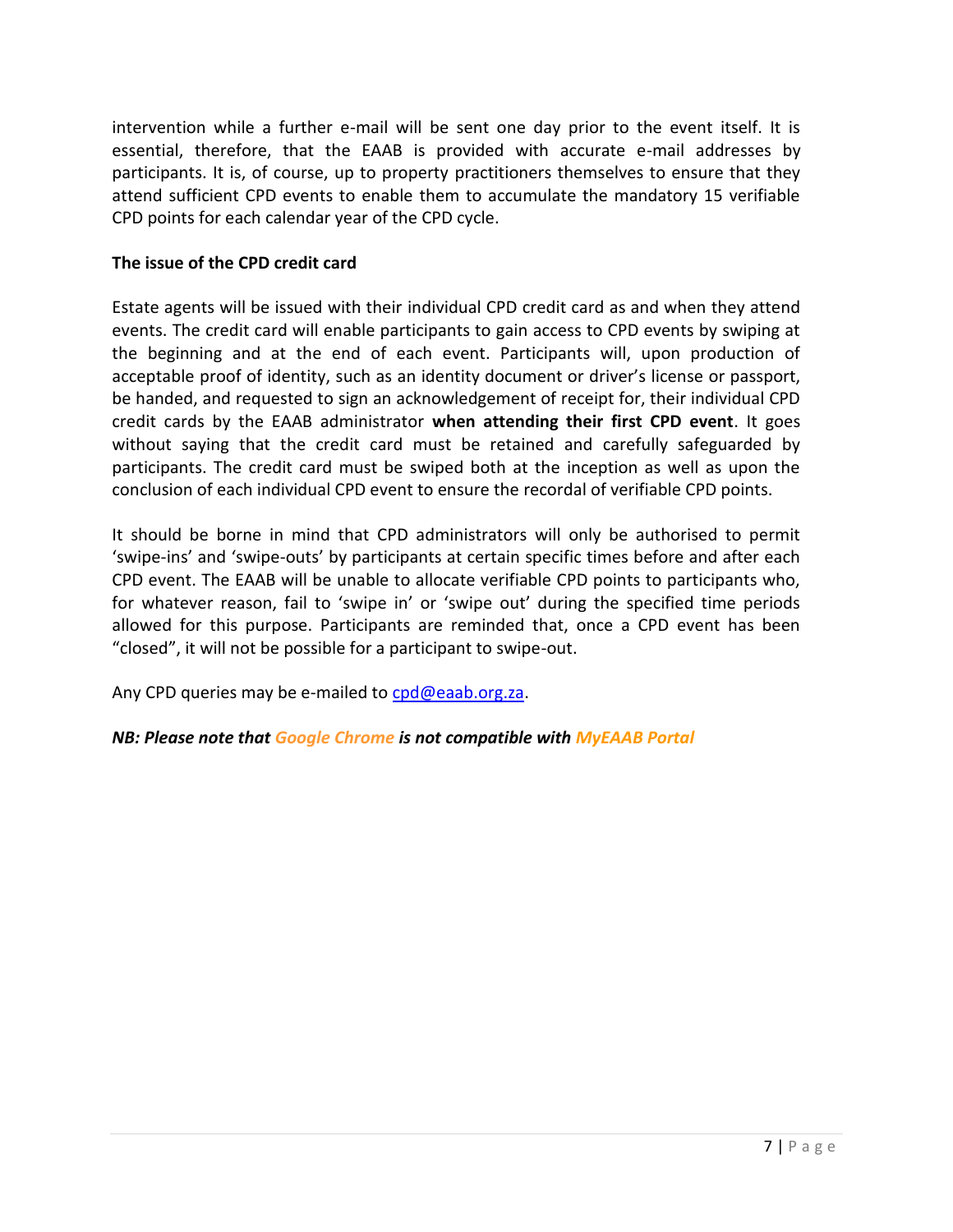intervention while a further e-mail will be sent one day prior to the event itself. It is essential, therefore, that the EAAB is provided with accurate e-mail addresses by participants. It is, of course, up to property practitioners themselves to ensure that they attend sufficient CPD events to enable them to accumulate the mandatory 15 verifiable CPD points for each calendar year of the CPD cycle.

**The issue of the CPD credit card**

Estate agents will be issued with their individual CPD credit card as and when they attend events. The credit card will enable participants to gain access to CPD events by swiping at the beginning and at the end of each event. Participants will, upon production of acceptable proof of identity, such as an identity document or driver's license or passport, be handed, and requested to sign an acknowledgement of receipt for, their individual CPD credit cards by the EAAB administrator **when attending their first CPD event**. It goes without saying that the credit card must be retained and carefully safeguarded by participants. The credit card must be swiped both at the inception as well as upon the conclusion of each individual CPD event to ensure the recordal of verifiable CPD points.

It should be borne in mind that CPD administrators will only be authorised to permit 'swipe-ins' and 'swipe-outs' by participants at certain specific times before and after each CPD event. The EAAB will be unable to allocate verifiable CPD points to participants who, for whatever reason, fail to 'swipe in' or 'swipe out' during the specified time periods allowed for this purpose. Participants are reminded that, once a CPD event has been "closed", it will not be possible for a participant to swipe-out.

Any CPD queries may be e-mailed to [cpd@eaab.org.za](mailto:cpd@eaab.org.za).

***NB: Please note that Google Chrome is not compatible with MyEAAB Portal***